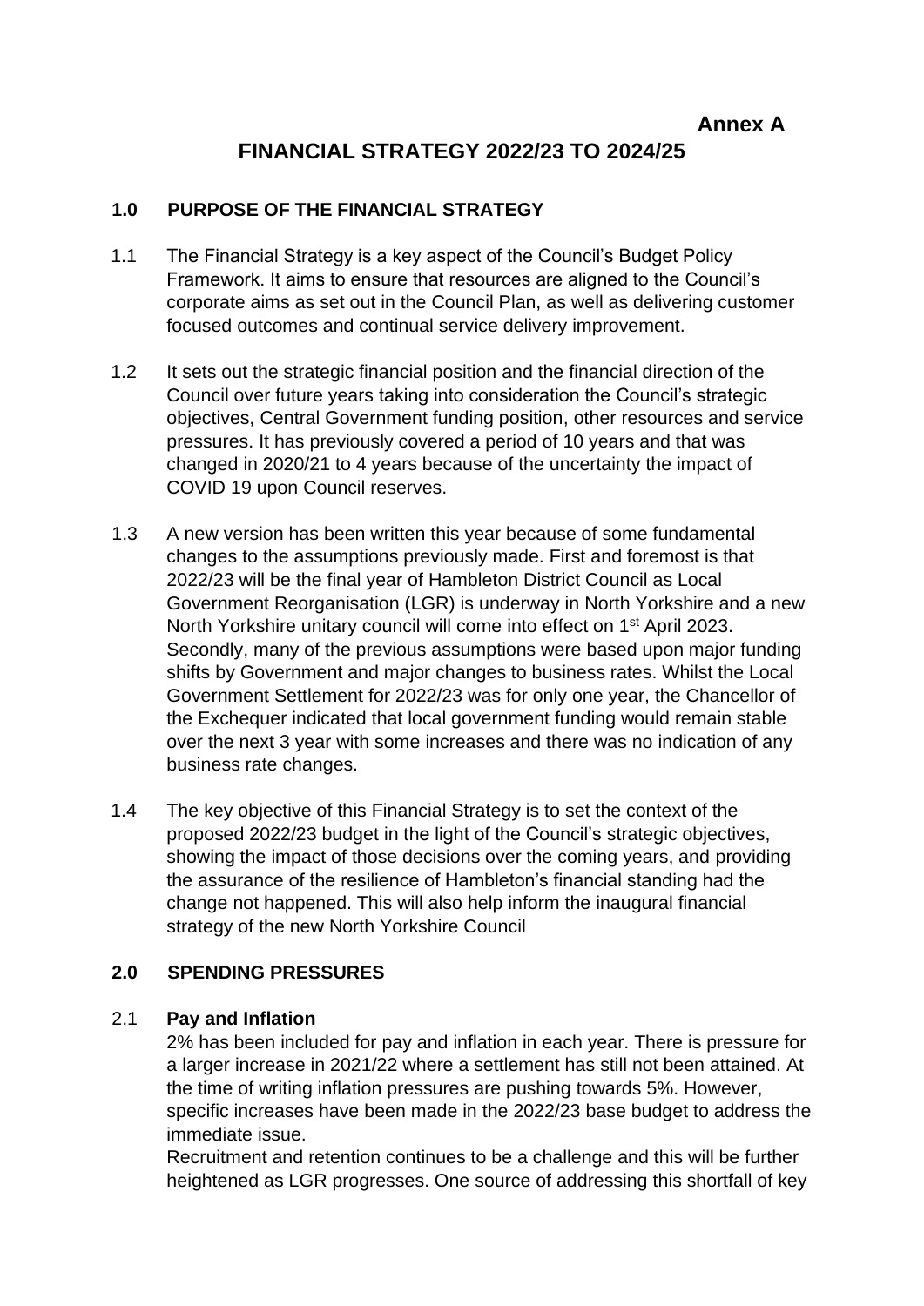**Annex A**

# FINANCIAL STRATEGY 2022/23 TO 2024/25

## 1.0 PURPOSE OF THE FINANCIAL STRATEGY

1.1 The Financial Strategy is a key aspect of the Council's Budget Policy Framework. It aims to ensure that resources are aligned to the Council's corporate aims as set out in the Council Plan, as well as delivering customer focused outcomes and continual service delivery improvement.

1.2 It sets out the strategic financial position and the financial direction of the Council over future years taking into consideration the Council's strategic objectives, Central Government funding position, other resources and service pressures. It has previously covered a period of 10 years and that was changed in 2020/21 to 4 years because of the uncertainty the impact of COVID 19 upon Council reserves.

1.3 A new version has been written this year because of some fundamental changes to the assumptions previously made. First and foremost is that 2022/23 will be the final year of Hambleton District Council as Local Government Reorganisation (LGR) is underway in North Yorkshire and a new North Yorkshire unitary council will come into effect on 1st April 2023. Secondly, many of the previous assumptions were based upon major funding shifts by Government and major changes to business rates. Whilst the Local Government Settlement for 2022/23 was for only one year, the Chancellor of the Exchequer indicated that local government funding would remain stable over the next 3 year with some increases and there was no indication of any business rate changes.

1.4 The key objective of this Financial Strategy is to set the context of the proposed 2022/23 budget in the light of the Council's strategic objectives, showing the impact of those decisions over the coming years, and providing the assurance of the resilience of Hambleton's financial standing had the change not happened. This will also help inform the inaugural financial strategy of the new North Yorkshire Council

## 2.0 SPENDING PRESSURES

2.1 **Pay and Inflation**

2% has been included for pay and inflation in each year. There is pressure for a larger increase in 2021/22 where a settlement has still not been attained. At the time of writing inflation pressures are pushing towards 5%. However, specific increases have been made in the 2022/23 base budget to address the immediate issue.

Recruitment and retention continues to be a challenge and this will be further heightened as LGR progresses. One source of addressing this shortfall of key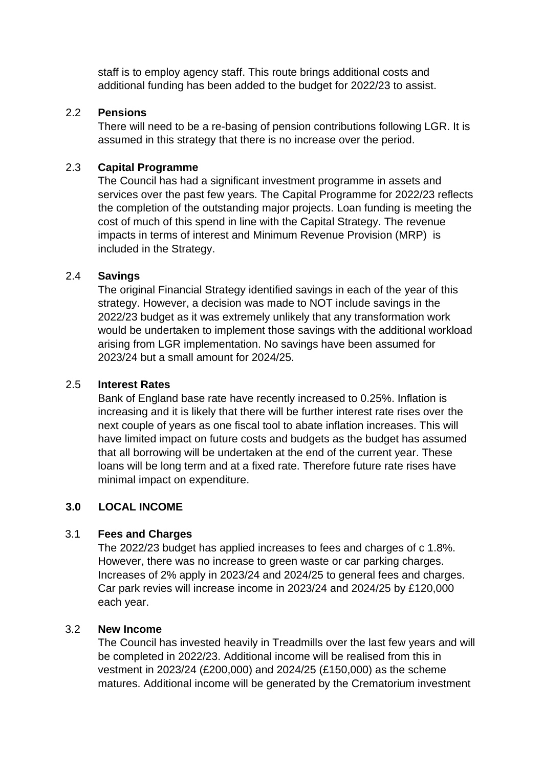staff is to employ agency staff. This route brings additional costs and additional funding has been added to the budget for 2022/23 to assist.

2.2 **Pensions**

There will need to be a re-basing of pension contributions following LGR. It is assumed in this strategy that there is no increase over the period.

2.3 **Capital Programme**

The Council has had a significant investment programme in assets and services over the past few years. The Capital Programme for 2022/23 reflects the completion of the outstanding major projects. Loan funding is meeting the cost of much of this spend in line with the Capital Strategy. The revenue impacts in terms of interest and Minimum Revenue Provision (MRP) is included in the Strategy.

2.4 **Savings**

The original Financial Strategy identified savings in each of the year of this strategy. However, a decision was made to NOT include savings in the 2022/23 budget as it was extremely unlikely that any transformation work would be undertaken to implement those savings with the additional workload arising from LGR implementation. No savings have been assumed for 2023/24 but a small amount for 2024/25.

2.5 **Interest Rates**

Bank of England base rate have recently increased to 0.25%. Inflation is increasing and it is likely that there will be further interest rate rises over the next couple of years as one fiscal tool to abate inflation increases. This will have limited impact on future costs and budgets as the budget has assumed that all borrowing will be undertaken at the end of the current year. These loans will be long term and at a fixed rate. Therefore future rate rises have minimal impact on expenditure.

## 3.0 LOCAL INCOME

3.1 **Fees and Charges**

The 2022/23 budget has applied increases to fees and charges of c 1.8%. However, there was no increase to green waste or car parking charges. Increases of 2% apply in 2023/24 and 2024/25 to general fees and charges. Car park revies will increase income in 2023/24 and 2024/25 by £120,000 each year.

3.2 **New Income**

The Council has invested heavily in Treadmills over the last few years and will be completed in 2022/23. Additional income will be realised from this in vestment in 2023/24 (£200,000) and 2024/25 (£150,000) as the scheme matures. Additional income will be generated by the Crematorium investment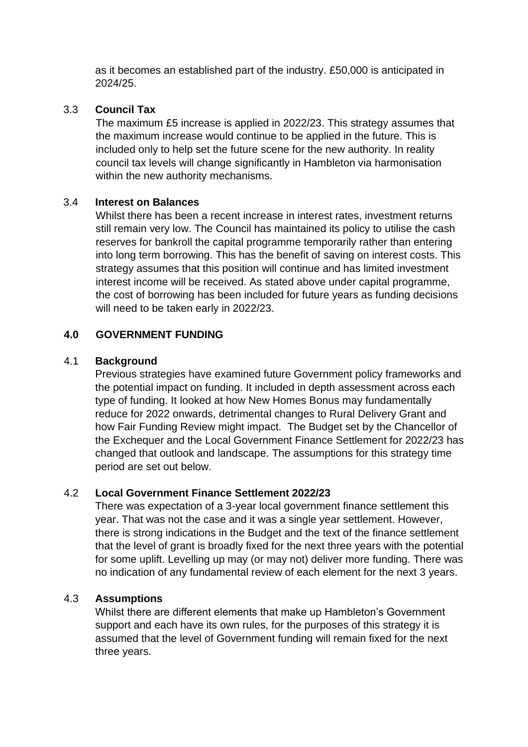as it becomes an established part of the industry. £50,000 is anticipated in 2024/25.

### 3.3 Council Tax

The maximum £5 increase is applied in 2022/23. This strategy assumes that the maximum increase would continue to be applied in the future. This is included only to help set the future scene for the new authority. In reality council tax levels will change significantly in Hambleton via harmonisation within the new authority mechanisms.

### 3.4 Interest on Balances

Whilst there has been a recent increase in interest rates, investment returns still remain very low. The Council has maintained its policy to utilise the cash reserves for bankroll the capital programme temporarily rather than entering into long term borrowing. This has the benefit of saving on interest costs. This strategy assumes that this position will continue and has limited investment interest income will be received. As stated above under capital programme, the cost of borrowing has been included for future years as funding decisions will need to be taken early in 2022/23.

## 4.0 GOVERNMENT FUNDING

### 4.1 Background

Previous strategies have examined future Government policy frameworks and the potential impact on funding. It included in depth assessment across each type of funding. It looked at how New Homes Bonus may fundamentally reduce for 2022 onwards, detrimental changes to Rural Delivery Grant and how Fair Funding Review might impact. The Budget set by the Chancellor of the Exchequer and the Local Government Finance Settlement for 2022/23 has changed that outlook and landscape. The assumptions for this strategy time period are set out below.

### 4.2 Local Government Finance Settlement 2022/23

There was expectation of a 3-year local government finance settlement this year. That was not the case and it was a single year settlement. However, there is strong indications in the Budget and the text of the finance settlement that the level of grant is broadly fixed for the next three years with the potential for some uplift. Levelling up may (or may not) deliver more funding. There was no indication of any fundamental review of each element for the next 3 years.

### 4.3 Assumptions

Whilst there are different elements that make up Hambleton's Government support and each have its own rules, for the purposes of this strategy it is assumed that the level of Government funding will remain fixed for the next three years.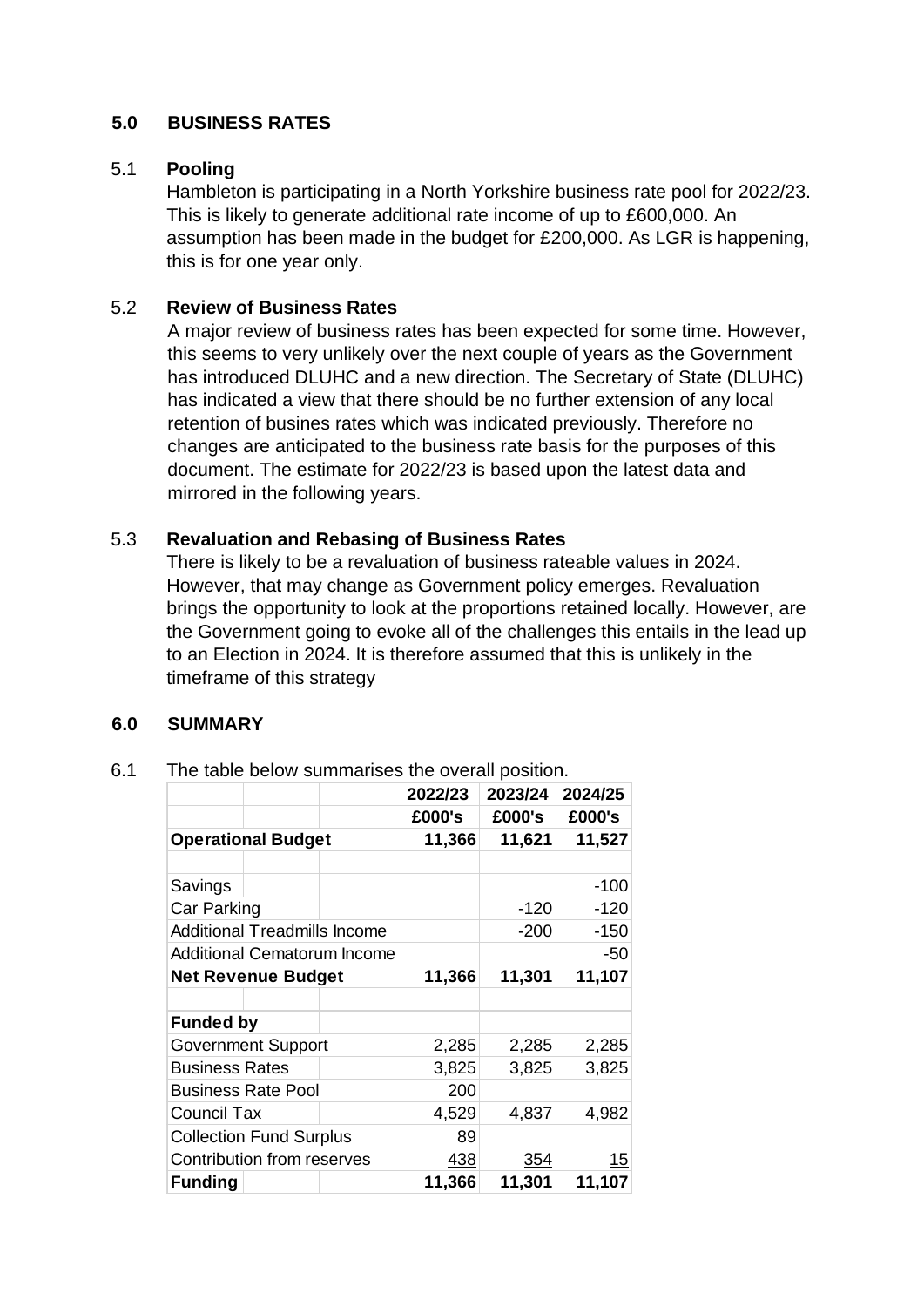## 5.0 BUSINESS RATES

### 5.1 Pooling

Hambleton is participating in a North Yorkshire business rate pool for 2022/23. This is likely to generate additional rate income of up to £600,000. An assumption has been made in the budget for £200,000. As LGR is happening, this is for one year only.

### 5.2 Review of Business Rates

A major review of business rates has been expected for some time. However, this seems to very unlikely over the next couple of years as the Government has introduced DLUHC and a new direction. The Secretary of State (DLUHC) has indicated a view that there should be no further extension of any local retention of busines rates which was indicated previously. Therefore no changes are anticipated to the business rate basis for the purposes of this document. The estimate for 2022/23 is based upon the latest data and mirrored in the following years.

### 5.3 Revaluation and Rebasing of Business Rates

There is likely to be a revaluation of business rateable values in 2024. However, that may change as Government policy emerges. Revaluation brings the opportunity to look at the proportions retained locally. However, are the Government going to evoke all of the challenges this entails in the lead up to an Election in 2024. It is therefore assumed that this is unlikely in the timeframe of this strategy

## 6.0 SUMMARY

6.1 The table below summarises the overall position.

| | 2022/23 | 2023/24 | 2024/25 |
|---|---|---|---|
| | **£000's** | **£000's** | **£000's** |
| **Operational Budget** | **11,366** | **11,621** | **11,527** |
| | | | |
| Savings | | | -100 |
| Car Parking | | -120 | -120 |
| Additional Treadmills Income | | -200 | -150 |
| Additional Cematorum Income | | | -50 |
| **Net Revenue Budget** | **11,366** | **11,301** | **11,107** |
| | | | |
| **Funded by** | | | |
| Government Support | 2,285 | 2,285 | 2,285 |
| Business Rates | 3,825 | 3,825 | 3,825 |
| Business Rate Pool | 200 | | |
| Council Tax | 4,529 | 4,837 | 4,982 |
| Collection Fund Surplus | 89 | | |
| Contribution from reserves | 438 | 354 | 15 |
| **Funding** | **11,366** | **11,301** | **11,107** |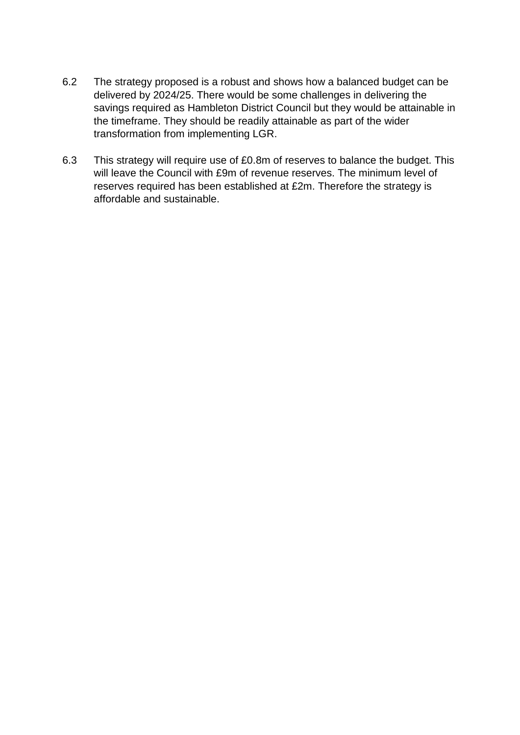6.2 The strategy proposed is a robust and shows how a balanced budget can be delivered by 2024/25. There would be some challenges in delivering the savings required as Hambleton District Council but they would be attainable in the timeframe. They should be readily attainable as part of the wider transformation from implementing LGR.

6.3 This strategy will require use of £0.8m of reserves to balance the budget. This will leave the Council with £9m of revenue reserves. The minimum level of reserves required has been established at £2m. Therefore the strategy is affordable and sustainable.